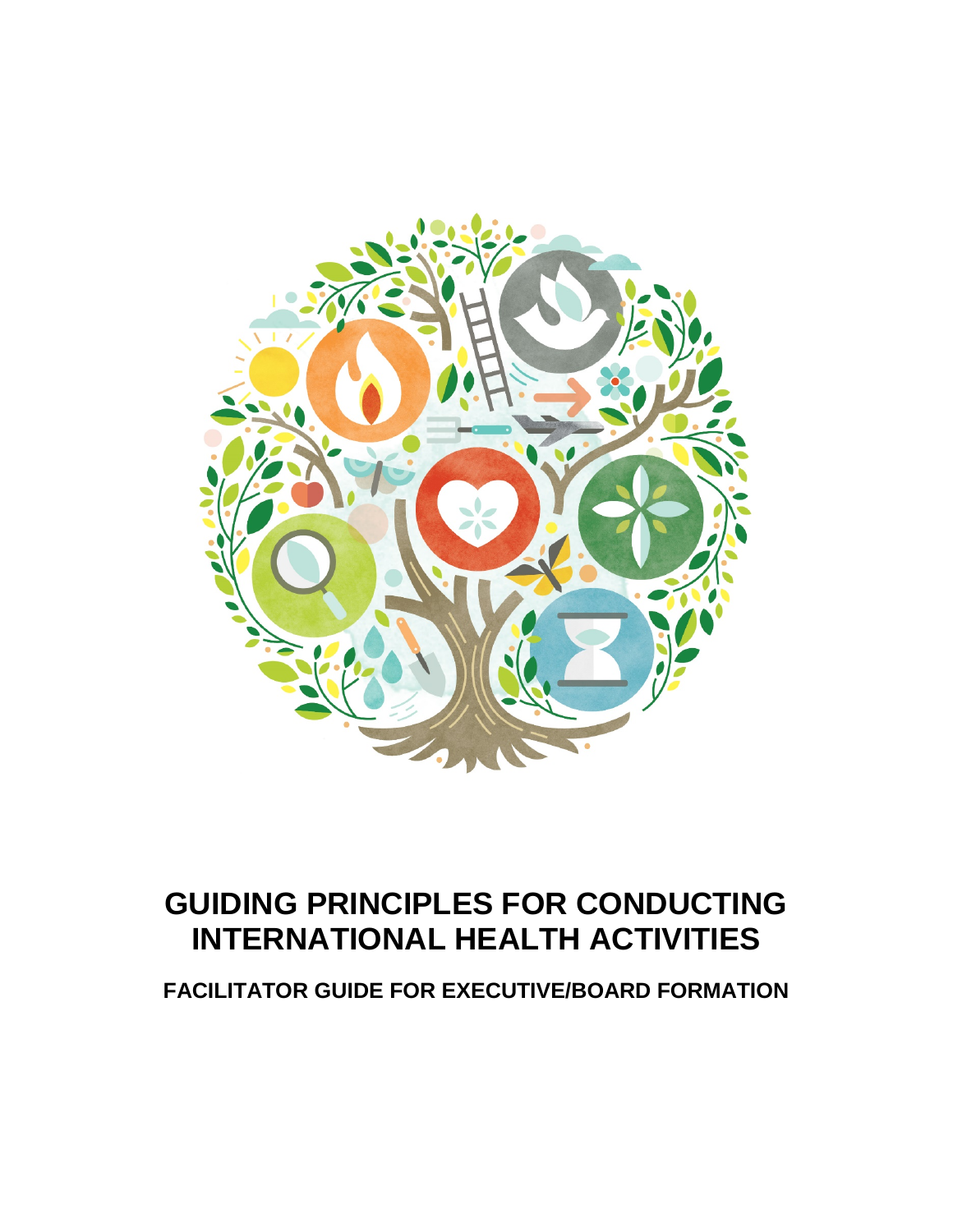# GUIDING PRINCIPLES FOR CONDUCTING INTERNATIONAL HEALTH ACTIVITIES

## FACILITATOR GUIDE FOR EXECUTIVE/BOARD FORMATION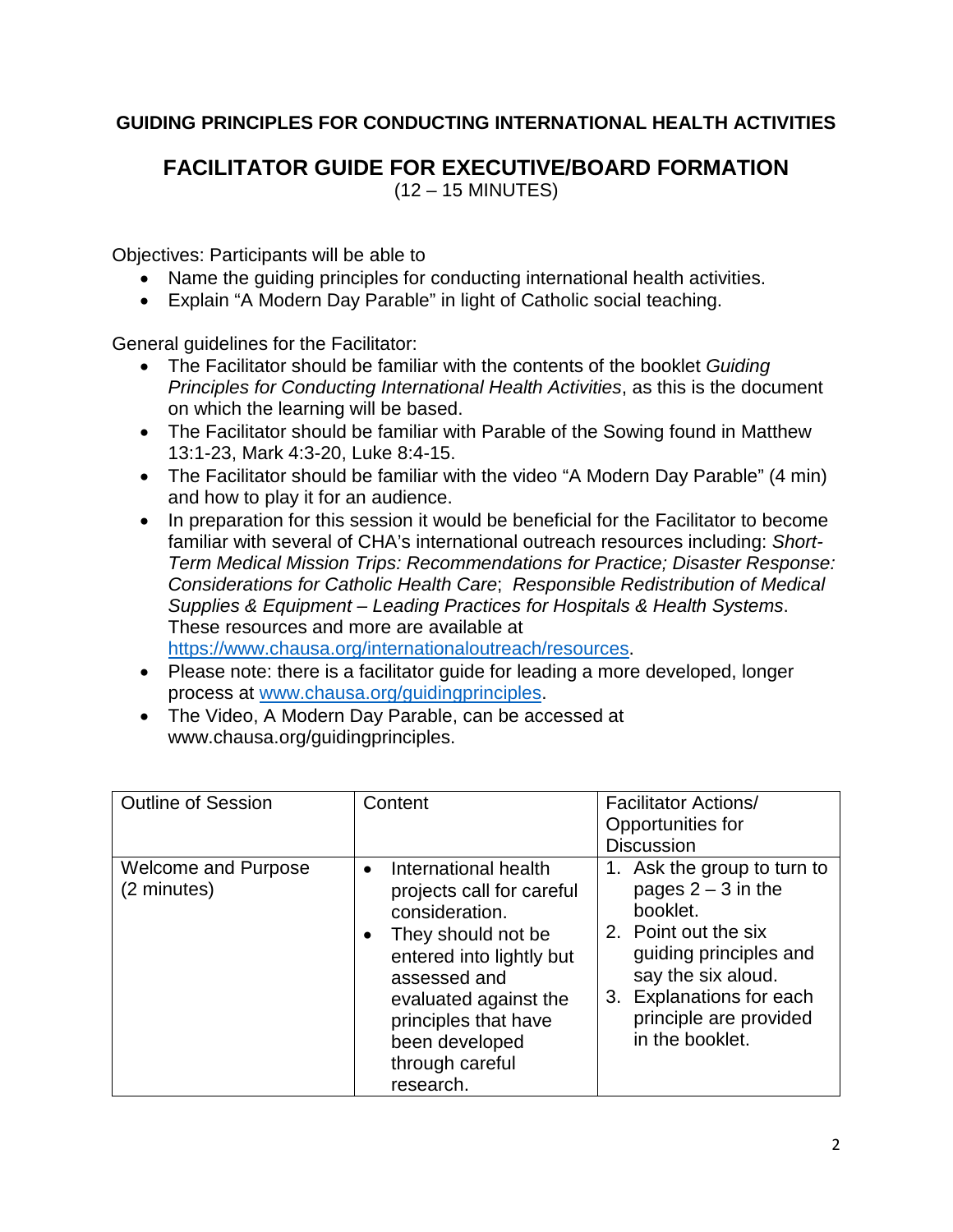**GUIDING PRINCIPLES FOR CONDUCTING INTERNATIONAL HEALTH ACTIVITIES**

# FACILITATOR GUIDE FOR EXECUTIVE/BOARD FORMATION

(12 – 15 MINUTES)

Objectives: Participants will be able to

- Name the guiding principles for conducting international health activities.
- Explain "A Modern Day Parable" in light of Catholic social teaching.

General guidelines for the Facilitator:

- The Facilitator should be familiar with the contents of the booklet *Guiding Principles for Conducting International Health Activities*, as this is the document on which the learning will be based.
- The Facilitator should be familiar with Parable of the Sowing found in Matthew 13:1-23, Mark 4:3-20, Luke 8:4-15.
- The Facilitator should be familiar with the video "A Modern Day Parable" (4 min) and how to play it for an audience.
- In preparation for this session it would be beneficial for the Facilitator to become familiar with several of CHA's international outreach resources including: *Short-Term Medical Mission Trips: Recommendations for Practice; Disaster Response: Considerations for Catholic Health Care*; *Responsible Redistribution of Medical Supplies & Equipment – Leading Practices for Hospitals & Health Systems*. These resources and more are available at https://www.chausa.org/internationaloutreach/resources.
- Please note: there is a facilitator guide for leading a more developed, longer process at www.chausa.org/guidingprinciples.
- The Video, A Modern Day Parable, can be accessed at www.chausa.org/guidingprinciples.

| Outline of Session | Content | Facilitator Actions/ Opportunities for Discussion |
| --- | --- | --- |
| Welcome and Purpose (2 minutes) | • International health projects call for careful consideration.<br>• They should not be entered into lightly but assessed and evaluated against the principles that have been developed through careful research. | 1. Ask the group to turn to pages 2 – 3 in the booklet.<br>2. Point out the six guiding principles and say the six aloud.<br>3. Explanations for each principle are provided in the booklet. |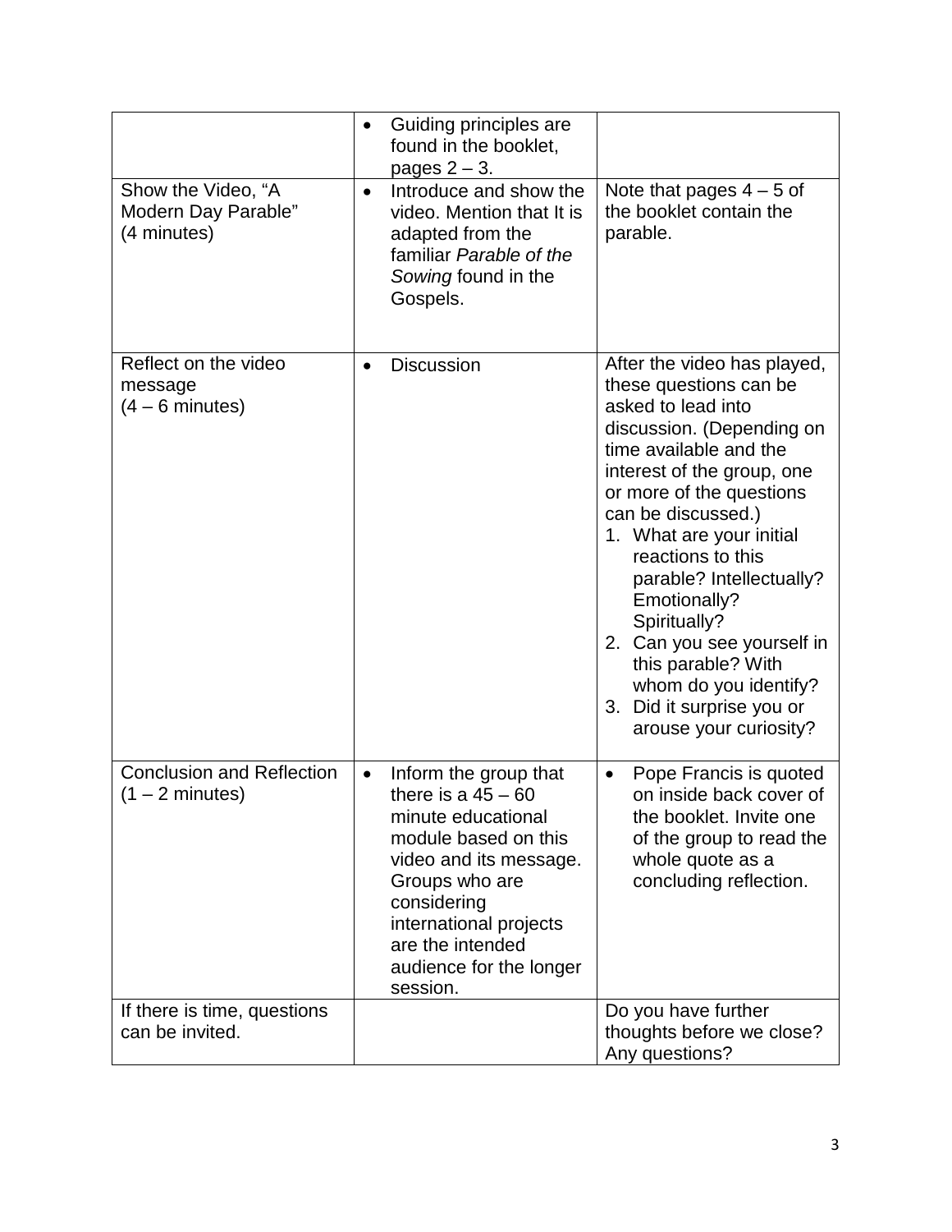| | | |
|---|---|---|
| | • Guiding principles are found in the booklet, pages 2 – 3. | |
| Show the Video, "A Modern Day Parable" (4 minutes) | • Introduce and show the video. Mention that It is adapted from the familiar *Parable of the Sowing* found in the Gospels. | Note that pages 4 – 5 of the booklet contain the parable. |
| Reflect on the video message (4 – 6 minutes) | • Discussion | After the video has played, these questions can be asked to lead into discussion. (Depending on time available and the interest of the group, one or more of the questions can be discussed.)<br>1. What are your initial reactions to this parable? Intellectually? Emotionally? Spiritually?<br>2. Can you see yourself in this parable? With whom do you identify?<br>3. Did it surprise you or arouse your curiosity? |
| Conclusion and Reflection (1 – 2 minutes) | • Inform the group that there is a 45 – 60 minute educational module based on this video and its message. Groups who are considering international projects are the intended audience for the longer session. | • Pope Francis is quoted on inside back cover of the booklet. Invite one of the group to read the whole quote as a concluding reflection. |
| If there is time, questions can be invited. | | Do you have further thoughts before we close? Any questions? |